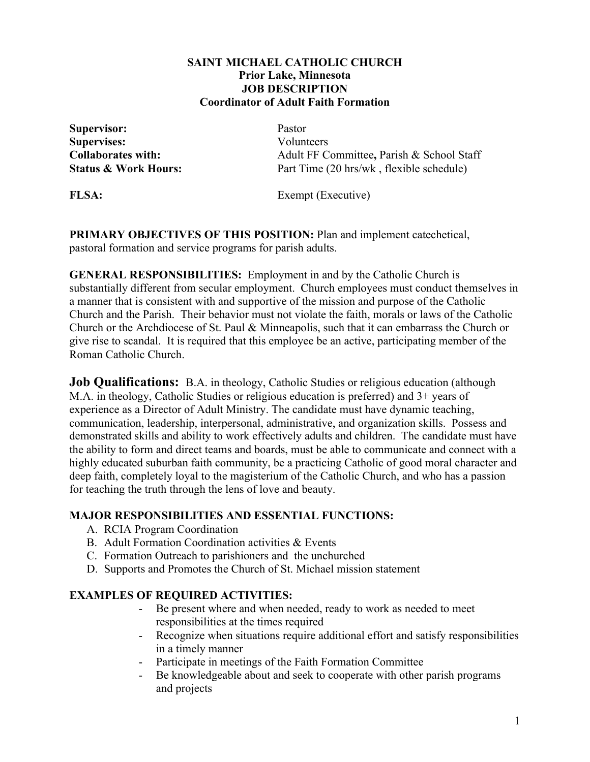**SAINT MICHAEL CATHOLIC CHURCH**
**Prior Lake, Minnesota**
**JOB DESCRIPTION**
**Coordinator of Adult Faith Formation**

| | |
|---|---|
| **Supervisor:** | Pastor |
| **Supervises:** | Volunteers |
| **Collaborates with:** | Adult FF Committee**,** Parish & School Staff |
| **Status & Work Hours:** | Part Time (20 hrs/wk , flexible schedule) |
| **FLSA:** | Exempt (Executive) |

**PRIMARY OBJECTIVES OF THIS POSITION:** Plan and implement catechetical, pastoral formation and service programs for parish adults.

**GENERAL RESPONSIBILITIES:** Employment in and by the Catholic Church is substantially different from secular employment. Church employees must conduct themselves in a manner that is consistent with and supportive of the mission and purpose of the Catholic Church and the Parish. Their behavior must not violate the faith, morals or laws of the Catholic Church or the Archdiocese of St. Paul & Minneapolis, such that it can embarrass the Church or give rise to scandal. It is required that this employee be an active, participating member of the Roman Catholic Church.

**Job Qualifications:** B.A. in theology, Catholic Studies or religious education (although M.A. in theology, Catholic Studies or religious education is preferred) and 3+ years of experience as a Director of Adult Ministry. The candidate must have dynamic teaching, communication, leadership, interpersonal, administrative, and organization skills. Possess and demonstrated skills and ability to work effectively adults and children. The candidate must have the ability to form and direct teams and boards, must be able to communicate and connect with a highly educated suburban faith community, be a practicing Catholic of good moral character and deep faith, completely loyal to the magisterium of the Catholic Church, and who has a passion for teaching the truth through the lens of love and beauty.

**MAJOR RESPONSIBILITIES AND ESSENTIAL FUNCTIONS:**

A. RCIA Program Coordination
B. Adult Formation Coordination activities & Events
C. Formation Outreach to parishioners and the unchurched
D. Supports and Promotes the Church of St. Michael mission statement

**EXAMPLES OF REQUIRED ACTIVITIES:**

- Be present where and when needed, ready to work as needed to meet responsibilities at the times required
- Recognize when situations require additional effort and satisfy responsibilities in a timely manner
- Participate in meetings of the Faith Formation Committee
- Be knowledgeable about and seek to cooperate with other parish programs and projects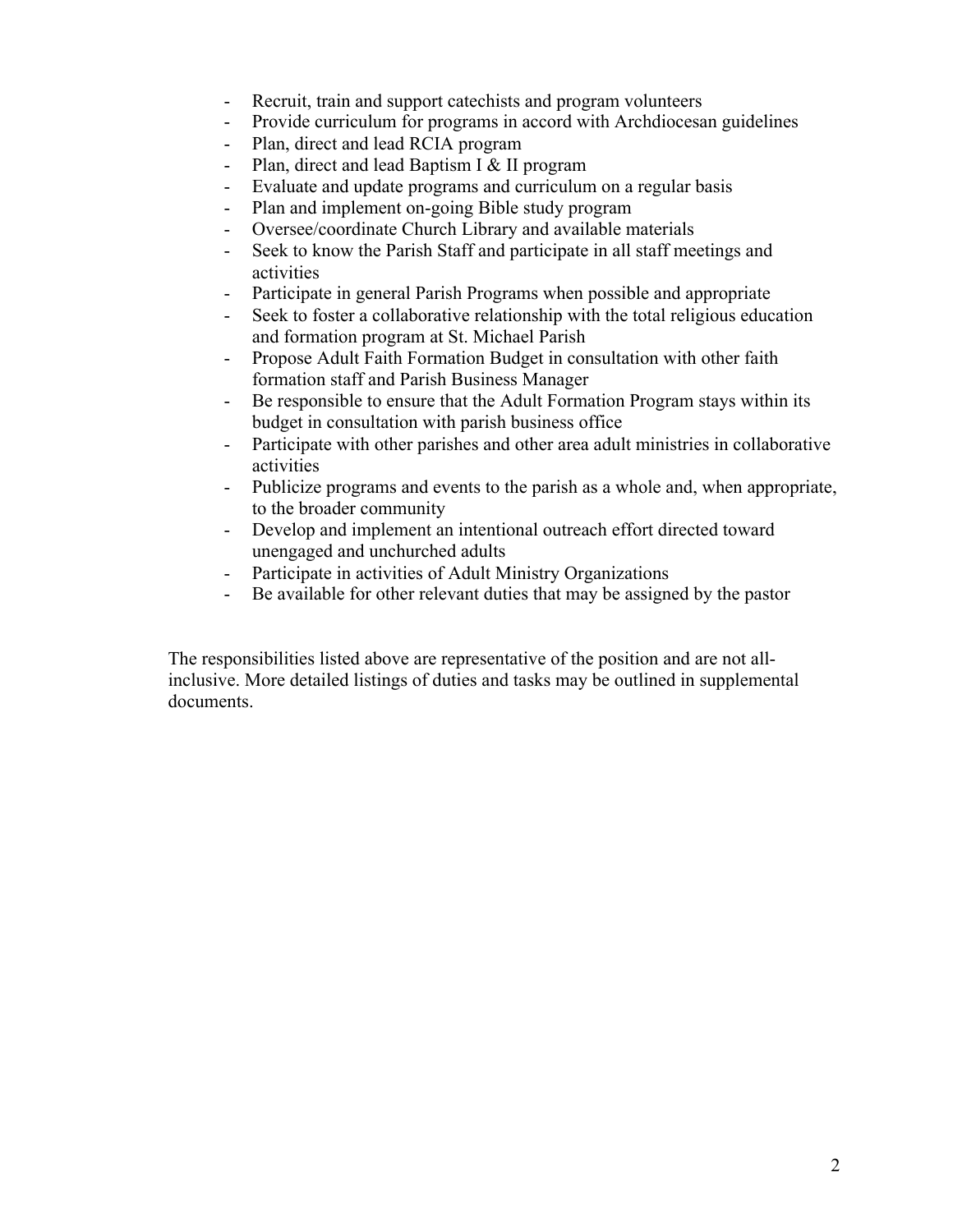- Recruit, train and support catechists and program volunteers
- Provide curriculum for programs in accord with Archdiocesan guidelines
- Plan, direct and lead RCIA program
- Plan, direct and lead Baptism I & II program
- Evaluate and update programs and curriculum on a regular basis
- Plan and implement on-going Bible study program
- Oversee/coordinate Church Library and available materials
- Seek to know the Parish Staff and participate in all staff meetings and activities
- Participate in general Parish Programs when possible and appropriate
- Seek to foster a collaborative relationship with the total religious education and formation program at St. Michael Parish
- Propose Adult Faith Formation Budget in consultation with other faith formation staff and Parish Business Manager
- Be responsible to ensure that the Adult Formation Program stays within its budget in consultation with parish business office
- Participate with other parishes and other area adult ministries in collaborative activities
- Publicize programs and events to the parish as a whole and, when appropriate, to the broader community
- Develop and implement an intentional outreach effort directed toward unengaged and unchurched adults
- Participate in activities of Adult Ministry Organizations
- Be available for other relevant duties that may be assigned by the pastor

The responsibilities listed above are representative of the position and are not all-inclusive. More detailed listings of duties and tasks may be outlined in supplemental documents.